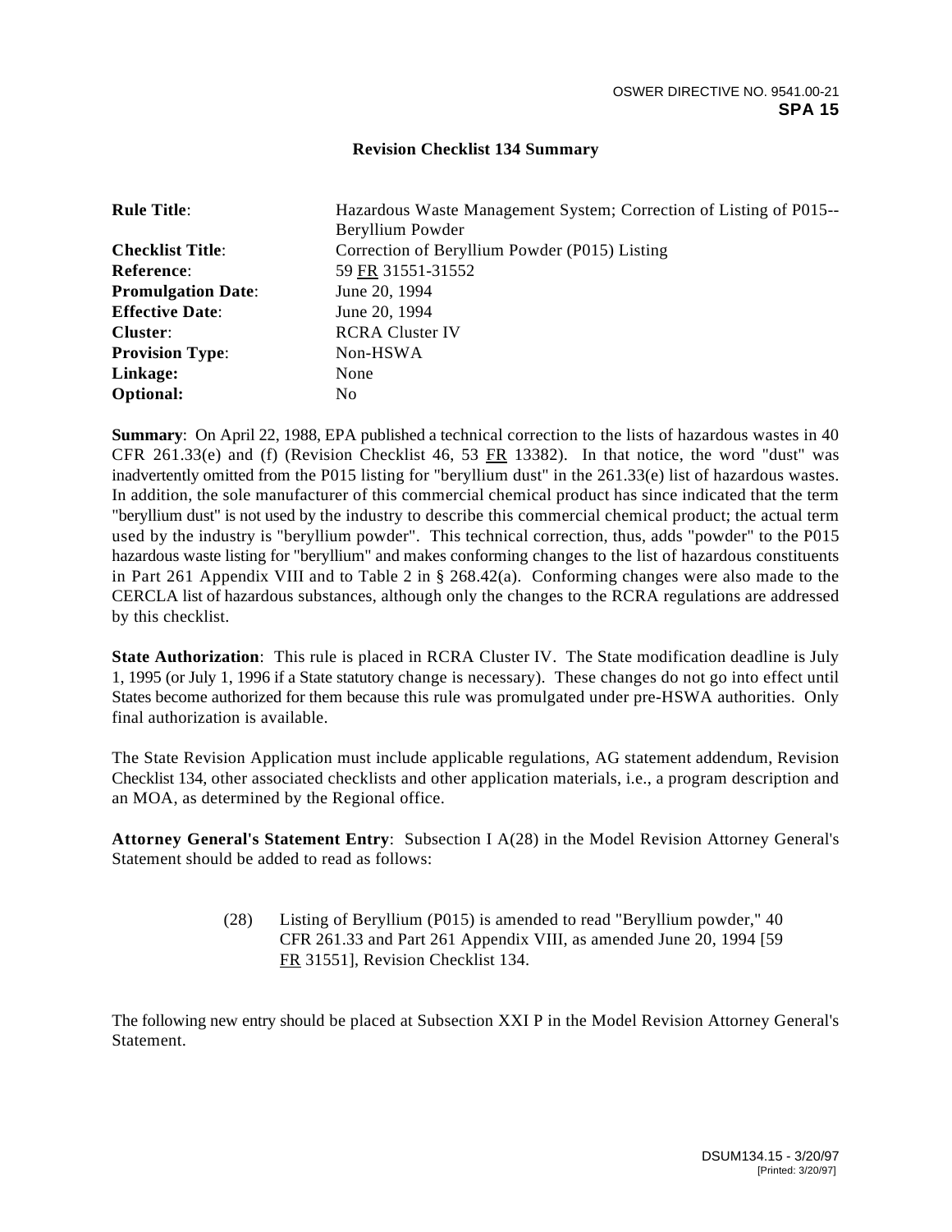OSWER DIRECTIVE NO. 9541.00-21
**SPA 15**

## Revision Checklist 134 Summary

| | |
|---|---|
| **Rule Title**: | Hazardous Waste Management System; Correction of Listing of P015--Beryllium Powder |
| **Checklist Title**: | Correction of Beryllium Powder (P015) Listing |
| **Reference**: | 59 FR 31551-31552 |
| **Promulgation Date**: | June 20, 1994 |
| **Effective Date**: | June 20, 1994 |
| **Cluster**: | RCRA Cluster IV |
| **Provision Type**: | Non-HSWA |
| **Linkage:** | None |
| **Optional:** | No |

**Summary**: On April 22, 1988, EPA published a technical correction to the lists of hazardous wastes in 40 CFR 261.33(e) and (f) (Revision Checklist 46, 53 FR 13382). In that notice, the word "dust" was inadvertently omitted from the P015 listing for "beryllium dust" in the 261.33(e) list of hazardous wastes. In addition, the sole manufacturer of this commercial chemical product has since indicated that the term "beryllium dust" is not used by the industry to describe this commercial chemical product; the actual term used by the industry is "beryllium powder". This technical correction, thus, adds "powder" to the P015 hazardous waste listing for "beryllium" and makes conforming changes to the list of hazardous constituents in Part 261 Appendix VIII and to Table 2 in § 268.42(a). Conforming changes were also made to the CERCLA list of hazardous substances, although only the changes to the RCRA regulations are addressed by this checklist.

**State Authorization**: This rule is placed in RCRA Cluster IV. The State modification deadline is July 1, 1995 (or July 1, 1996 if a State statutory change is necessary). These changes do not go into effect until States become authorized for them because this rule was promulgated under pre-HSWA authorities. Only final authorization is available.

The State Revision Application must include applicable regulations, AG statement addendum, Revision Checklist 134, other associated checklists and other application materials, i.e., a program description and an MOA, as determined by the Regional office.

**Attorney General's Statement Entry**: Subsection I A(28) in the Model Revision Attorney General's Statement should be added to read as follows:

> (28) Listing of Beryllium (P015) is amended to read "Beryllium powder," 40 CFR 261.33 and Part 261 Appendix VIII, as amended June 20, 1994 [59 FR 31551], Revision Checklist 134.

The following new entry should be placed at Subsection XXI P in the Model Revision Attorney General's Statement.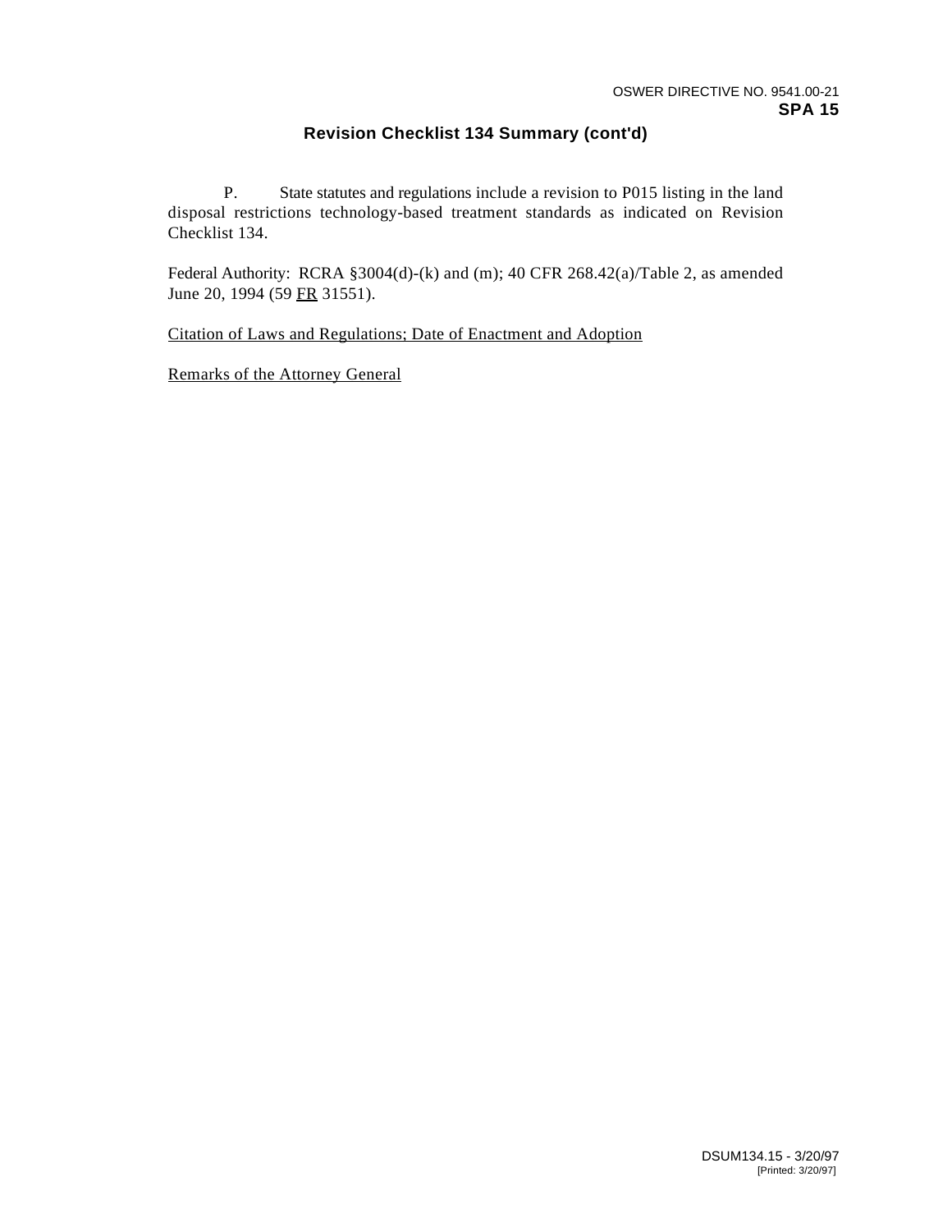## Revision Checklist 134 Summary (cont'd)

P. State statutes and regulations include a revision to P015 listing in the land disposal restrictions technology-based treatment standards as indicated on Revision Checklist 134.

Federal Authority: RCRA §3004(d)-(k) and (m); 40 CFR 268.42(a)/Table 2, as amended June 20, 1994 (59 FR 31551).

Citation of Laws and Regulations; Date of Enactment and Adoption

Remarks of the Attorney General